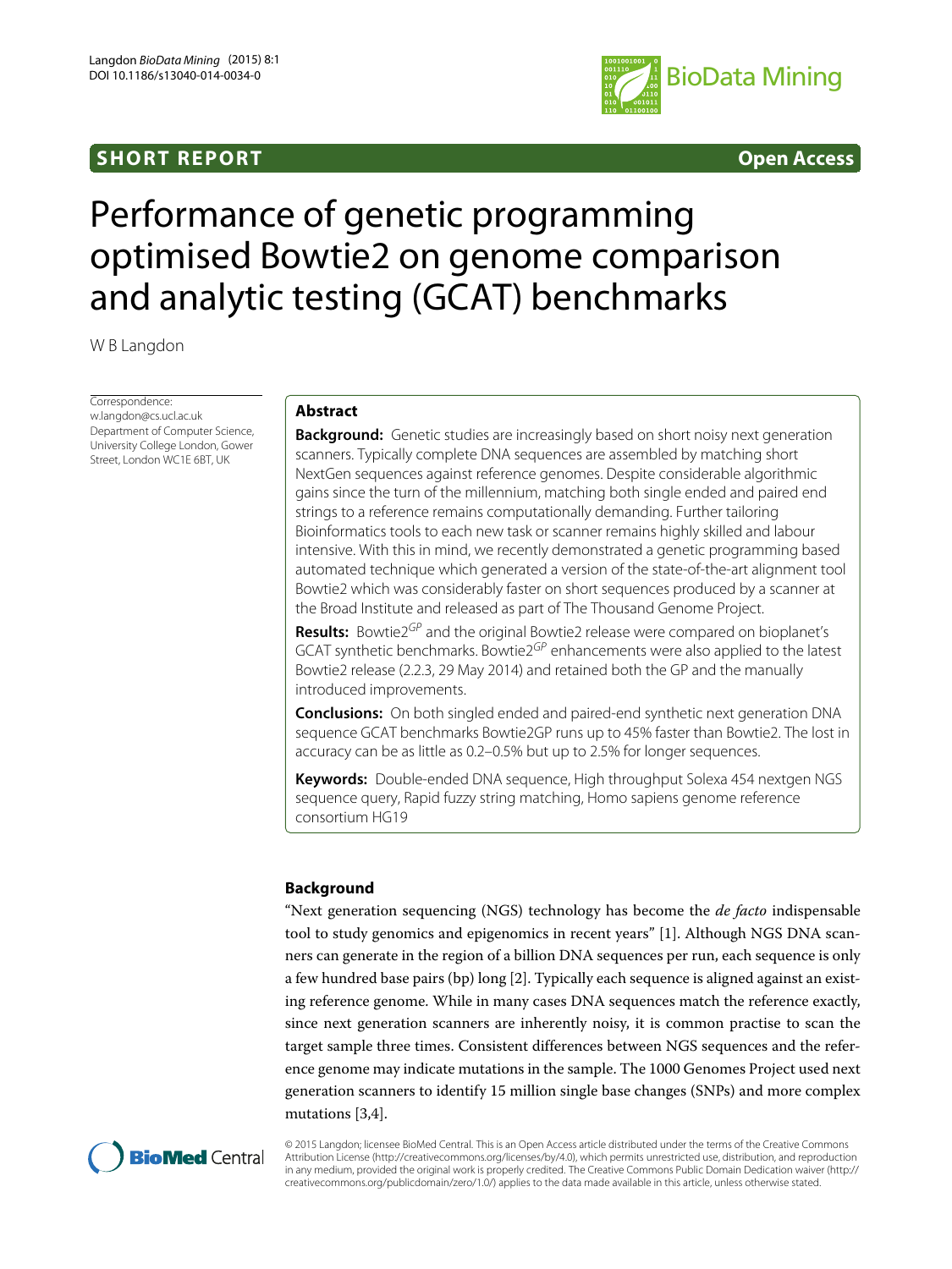**SHORT REPORT** **Open Access**

# Performance of genetic programming optimised Bowtie2 on genome comparison and analytic testing (GCAT) benchmarks

W B Langdon

Correspondence: w.langdon@cs.ucl.ac.uk
Department of Computer Science, University College London, Gower Street, London WC1E 6BT, UK

## Abstract

**Background:** Genetic studies are increasingly based on short noisy next generation scanners. Typically complete DNA sequences are assembled by matching short NextGen sequences against reference genomes. Despite considerable algorithmic gains since the turn of the millennium, matching both single ended and paired end strings to a reference remains computationally demanding. Further tailoring Bioinformatics tools to each new task or scanner remains highly skilled and labour intensive. With this in mind, we recently demonstrated a genetic programming based automated technique which generated a version of the state-of-the-art alignment tool Bowtie2 which was considerably faster on short sequences produced by a scanner at the Broad Institute and released as part of The Thousand Genome Project.

**Results:** Bowtie2$^{GP}$ and the original Bowtie2 release were compared on bioplanet's GCAT synthetic benchmarks. Bowtie2$^{GP}$ enhancements were also applied to the latest Bowtie2 release (2.2.3, 29 May 2014) and retained both the GP and the manually introduced improvements.

**Conclusions:** On both singled ended and paired-end synthetic next generation DNA sequence GCAT benchmarks Bowtie2GP runs up to 45% faster than Bowtie2. The lost in accuracy can be as little as 0.2–0.5% but up to 2.5% for longer sequences.

**Keywords:** Double-ended DNA sequence, High throughput Solexa 454 nextgen NGS sequence query, Rapid fuzzy string matching, Homo sapiens genome reference consortium HG19

## Background

"Next generation sequencing (NGS) technology has become the *de facto* indispensable tool to study genomics and epigenomics in recent years" [1]. Although NGS DNA scanners can generate in the region of a billion DNA sequences per run, each sequence is only a few hundred base pairs (bp) long [2]. Typically each sequence is aligned against an existing reference genome. While in many cases DNA sequences match the reference exactly, since next generation scanners are inherently noisy, it is common practise to scan the target sample three times. Consistent differences between NGS sequences and the reference genome may indicate mutations in the sample. The 1000 Genomes Project used next generation scanners to identify 15 million single base changes (SNPs) and more complex mutations [3,4].

© 2015 Langdon; licensee BioMed Central. This is an Open Access article distributed under the terms of the Creative Commons Attribution License (http://creativecommons.org/licenses/by/4.0), which permits unrestricted use, distribution, and reproduction in any medium, provided the original work is properly credited. The Creative Commons Public Domain Dedication waiver (http://creativecommons.org/publicdomain/zero/1.0/) applies to the data made available in this article, unless otherwise stated.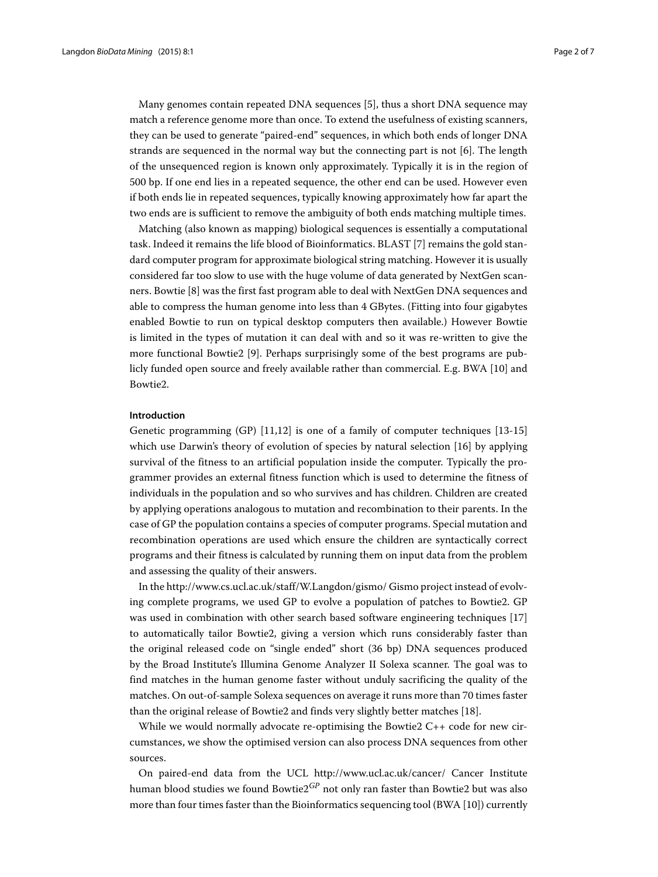Many genomes contain repeated DNA sequences [5], thus a short DNA sequence may match a reference genome more than once. To extend the usefulness of existing scanners, they can be used to generate "paired-end" sequences, in which both ends of longer DNA strands are sequenced in the normal way but the connecting part is not [6]. The length of the unsequenced region is known only approximately. Typically it is in the region of 500 bp. If one end lies in a repeated sequence, the other end can be used. However even if both ends lie in repeated sequences, typically knowing approximately how far apart the two ends are is sufficient to remove the ambiguity of both ends matching multiple times.

Matching (also known as mapping) biological sequences is essentially a computational task. Indeed it remains the life blood of Bioinformatics. BLAST [7] remains the gold standard computer program for approximate biological string matching. However it is usually considered far too slow to use with the huge volume of data generated by NextGen scanners. Bowtie [8] was the first fast program able to deal with NextGen DNA sequences and able to compress the human genome into less than 4 GBytes. (Fitting into four gigabytes enabled Bowtie to run on typical desktop computers then available.) However Bowtie is limited in the types of mutation it can deal with and so it was re-written to give the more functional Bowtie2 [9]. Perhaps surprisingly some of the best programs are publicly funded open source and freely available rather than commercial. E.g. BWA [10] and Bowtie2.

#### Introduction

Genetic programming (GP) [11,12] is one of a family of computer techniques [13-15] which use Darwin's theory of evolution of species by natural selection [16] by applying survival of the fitness to an artificial population inside the computer. Typically the programmer provides an external fitness function which is used to determine the fitness of individuals in the population and so who survives and has children. Children are created by applying operations analogous to mutation and recombination to their parents. In the case of GP the population contains a species of computer programs. Special mutation and recombination operations are used which ensure the children are syntactically correct programs and their fitness is calculated by running them on input data from the problem and assessing the quality of their answers.

In the http://www.cs.ucl.ac.uk/staff/W.Langdon/gismo/ Gismo project instead of evolving complete programs, we used GP to evolve a population of patches to Bowtie2. GP was used in combination with other search based software engineering techniques [17] to automatically tailor Bowtie2, giving a version which runs considerably faster than the original released code on "single ended" short (36 bp) DNA sequences produced by the Broad Institute's Illumina Genome Analyzer II Solexa scanner. The goal was to find matches in the human genome faster without unduly sacrificing the quality of the matches. On out-of-sample Solexa sequences on average it runs more than 70 times faster than the original release of Bowtie2 and finds very slightly better matches [18].

While we would normally advocate re-optimising the Bowtie2 C++ code for new circumstances, we show the optimised version can also process DNA sequences from other sources.

On paired-end data from the UCL http://www.ucl.ac.uk/cancer/ Cancer Institute human blood studies we found Bowtie2$^{GP}$ not only ran faster than Bowtie2 but was also more than four times faster than the Bioinformatics sequencing tool (BWA [10]) currently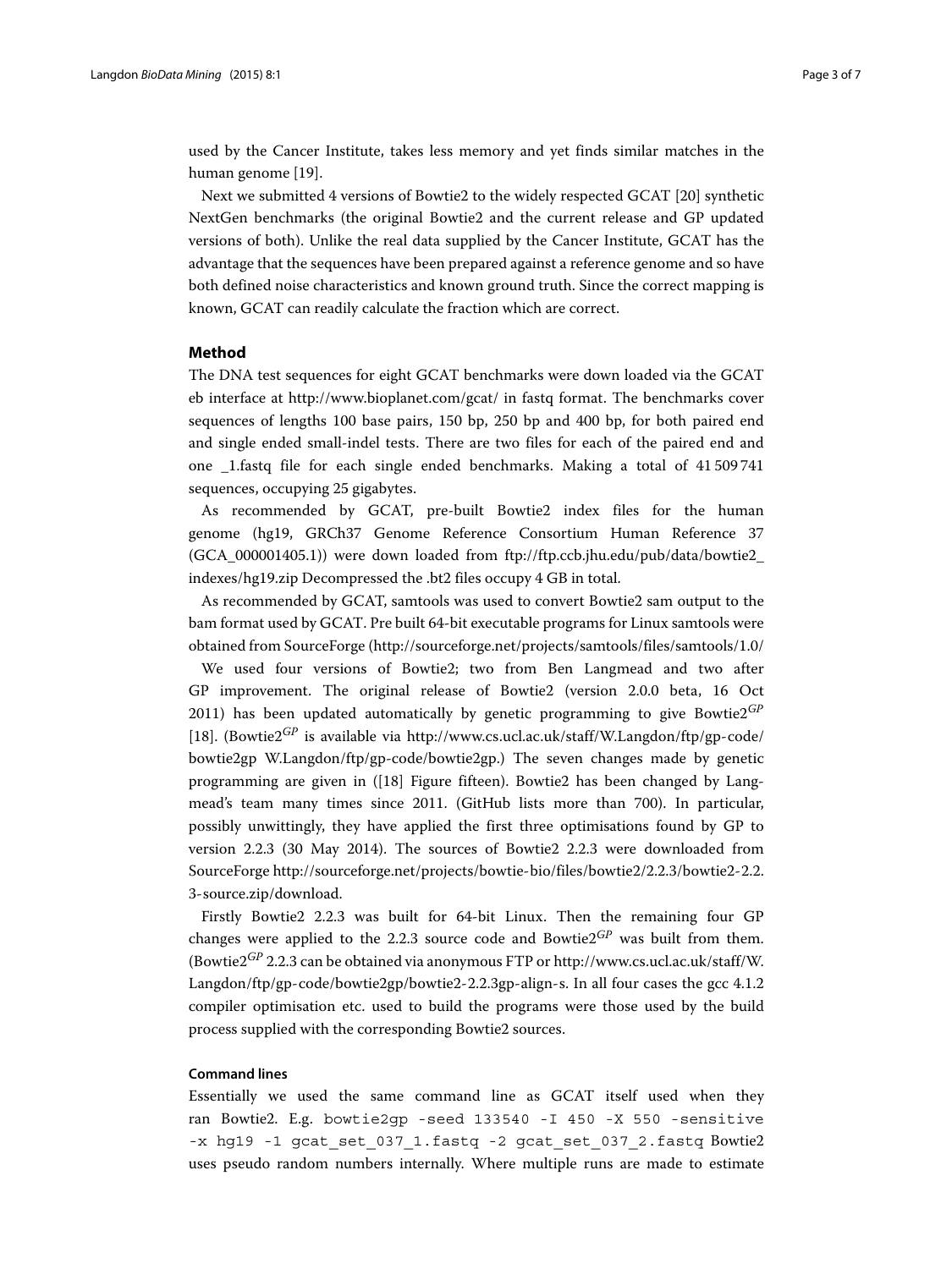used by the Cancer Institute, takes less memory and yet finds similar matches in the human genome [19].

Next we submitted 4 versions of Bowtie2 to the widely respected GCAT [20] synthetic NextGen benchmarks (the original Bowtie2 and the current release and GP updated versions of both). Unlike the real data supplied by the Cancer Institute, GCAT has the advantage that the sequences have been prepared against a reference genome and so have both defined noise characteristics and known ground truth. Since the correct mapping is known, GCAT can readily calculate the fraction which are correct.

## Method

The DNA test sequences for eight GCAT benchmarks were down loaded via the GCAT eb interface at http://www.bioplanet.com/gcat/ in fastq format. The benchmarks cover sequences of lengths 100 base pairs, 150 bp, 250 bp and 400 bp, for both paired end and single ended small-indel tests. There are two files for each of the paired end and one _1.fastq file for each single ended benchmarks. Making a total of 41 509 741 sequences, occupying 25 gigabytes.

As recommended by GCAT, pre-built Bowtie2 index files for the human genome (hg19, GRCh37 Genome Reference Consortium Human Reference 37 (GCA_000001405.1)) were down loaded from ftp://ftp.ccb.jhu.edu/pub/data/bowtie2_indexes/hg19.zip Decompressed the .bt2 files occupy 4 GB in total.

As recommended by GCAT, samtools was used to convert Bowtie2 sam output to the bam format used by GCAT. Pre built 64-bit executable programs for Linux samtools were obtained from SourceForge (http://sourceforge.net/projects/samtools/files/samtools/1.0/

We used four versions of Bowtie2; two from Ben Langmead and two after GP improvement. The original release of Bowtie2 (version 2.0.0 beta, 16 Oct 2011) has been updated automatically by genetic programming to give Bowtie2$^{GP}$ [18]. (Bowtie2$^{GP}$ is available via http://www.cs.ucl.ac.uk/staff/W.Langdon/ftp/gp-code/bowtie2gp W.Langdon/ftp/gp-code/bowtie2gp.) The seven changes made by genetic programming are given in ([18] Figure fifteen). Bowtie2 has been changed by Langmead's team many times since 2011. (GitHub lists more than 700). In particular, possibly unwittingly, they have applied the first three optimisations found by GP to version 2.2.3 (30 May 2014). The sources of Bowtie2 2.2.3 were downloaded from SourceForge http://sourceforge.net/projects/bowtie-bio/files/bowtie2/2.2.3/bowtie2-2.2.3-source.zip/download.

Firstly Bowtie2 2.2.3 was built for 64-bit Linux. Then the remaining four GP changes were applied to the 2.2.3 source code and Bowtie2$^{GP}$ was built from them. (Bowtie2$^{GP}$ 2.2.3 can be obtained via anonymous FTP or http://www.cs.ucl.ac.uk/staff/W.Langdon/ftp/gp-code/bowtie2gp/bowtie2-2.2.3gp-align-s. In all four cases the gcc 4.1.2 compiler optimisation etc. used to build the programs were those used by the build process supplied with the corresponding Bowtie2 sources.

### Command lines

Essentially we used the same command line as GCAT itself used when they ran Bowtie2. E.g. `bowtie2gp -seed 133540 -I 450 -X 550 -sensitive -x hg19 -1 gcat_set_037_1.fastq -2 gcat_set_037_2.fastq` Bowtie2 uses pseudo random numbers internally. Where multiple runs are made to estimate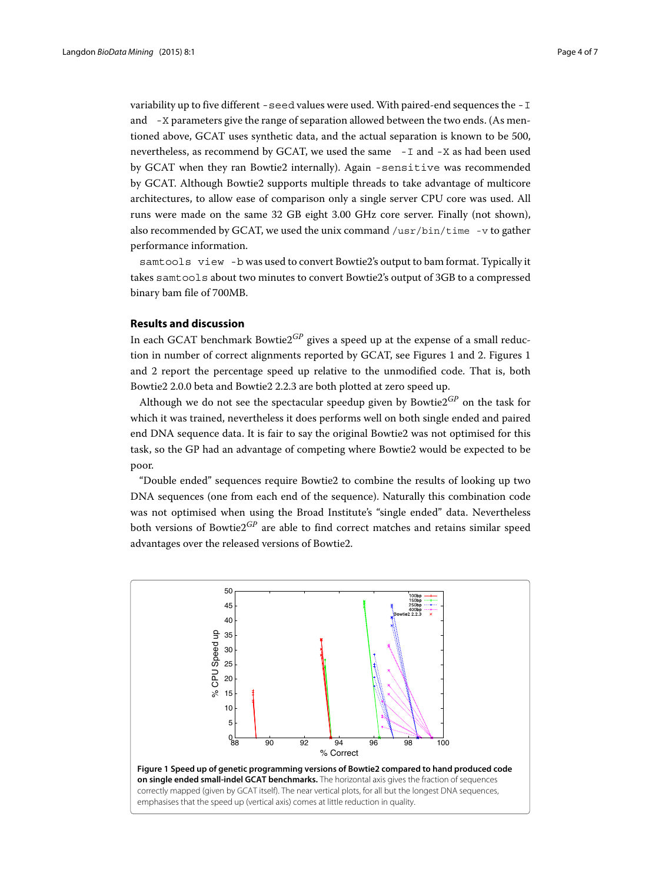variability up to five different `-seed` values were used. With paired-end sequences the `-I` and `-X` parameters give the range of separation allowed between the two ends. (As mentioned above, GCAT uses synthetic data, and the actual separation is known to be 500, nevertheless, as recommend by GCAT, we used the same `-I` and `-X` as had been used by GCAT when they ran Bowtie2 internally). Again `-sensitive` was recommended by GCAT. Although Bowtie2 supports multiple threads to take advantage of multicore architectures, to allow ease of comparison only a single server CPU core was used. All runs were made on the same 32 GB eight 3.00 GHz core server. Finally (not shown), also recommended by GCAT, we used the unix command `/usr/bin/time -v` to gather performance information.

`samtools view -b` was used to convert Bowtie2's output to bam format. Typically it takes `samtools` about two minutes to convert Bowtie2's output of 3GB to a compressed binary bam file of 700MB.

## Results and discussion

In each GCAT benchmark Bowtie2$^{GP}$ gives a speed up at the expense of a small reduction in number of correct alignments reported by GCAT, see Figures 1 and 2. Figures 1 and 2 report the percentage speed up relative to the unmodified code. That is, both Bowtie2 2.0.0 beta and Bowtie2 2.2.3 are both plotted at zero speed up.

Although we do not see the spectacular speedup given by Bowtie2$^{GP}$ on the task for which it was trained, nevertheless it does performs well on both single ended and paired end DNA sequence data. It is fair to say the original Bowtie2 was not optimised for this task, so the GP had an advantage of competing where Bowtie2 would be expected to be poor.

"Double ended" sequences require Bowtie2 to combine the results of looking up two DNA sequences (one from each end of the sequence). Naturally this combination code was not optimised when using the Broad Institute's "single ended" data. Nevertheless both versions of Bowtie2$^{GP}$ are able to find correct matches and retains similar speed advantages over the released versions of Bowtie2.

**Figure 1 Speed up of genetic programming versions of Bowtie2 compared to hand produced code on single ended small-indel GCAT benchmarks.** The horizontal axis gives the fraction of sequences correctly mapped (given by GCAT itself). The near vertical plots, for all but the longest DNA sequences, emphasises that the speed up (vertical axis) comes at little reduction in quality.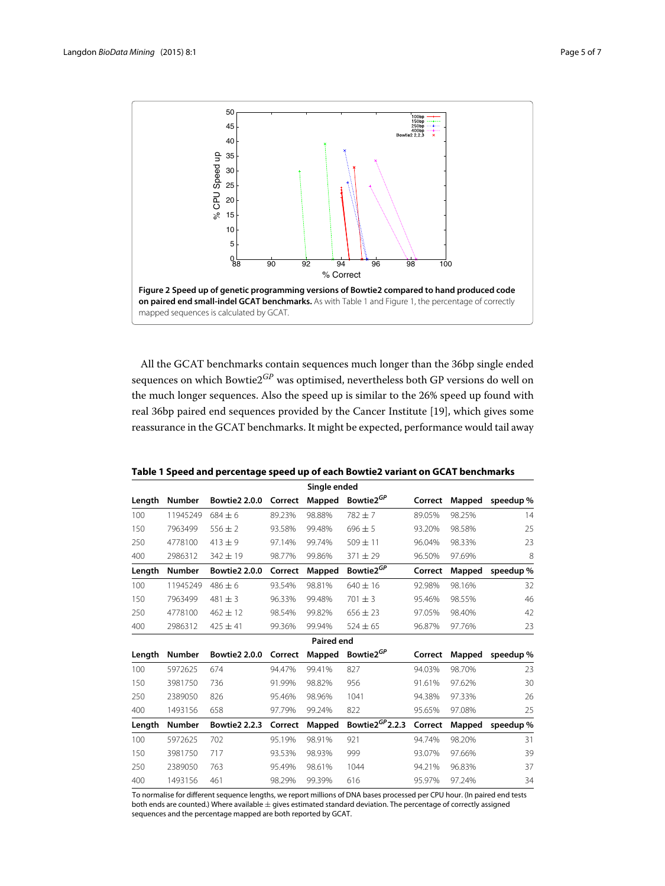**Figure 2 Speed up of genetic programming versions of Bowtie2 compared to hand produced code on paired end small-indel GCAT benchmarks.** As with Table 1 and Figure 1, the percentage of correctly mapped sequences is calculated by GCAT.

All the GCAT benchmarks contain sequences much longer than the 36bp single ended sequences on which Bowtie2$^{GP}$ was optimised, nevertheless both GP versions do well on the much longer sequences. Also the speed up is similar to the 26% speed up found with real 36bp paired end sequences provided by the Cancer Institute [19], which gives some reassurance in the GCAT benchmarks. It might be expected, performance would tail away

**Table 1 Speed and percentage speed up of each Bowtie2 variant on GCAT benchmarks**

| Single ended | | | | | | | | |
|---|---|---|---|---|---|---|---|---|
| **Length** | **Number** | **Bowtie2 2.0.0** | **Correct** | **Mapped** | **Bowtie2$^{GP}$** | **Correct** | **Mapped** | **speedup %** |
| 100 | 11945249 | $684 \pm 6$ | 89.23% | 98.88% | $782 \pm 7$ | 89.05% | 98.25% | 14 |
| 150 | 7963499 | $556 \pm 2$ | 93.58% | 99.48% | $696 \pm 5$ | 93.20% | 98.58% | 25 |
| 250 | 4778100 | $413 \pm 9$ | 97.14% | 99.74% | $509 \pm 11$ | 96.04% | 98.33% | 23 |
| 400 | 2986312 | $342 \pm 19$ | 98.77% | 99.86% | $371 \pm 29$ | 96.50% | 97.69% | 8 |
| **Length** | **Number** | **Bowtie2 2.0.0** | **Correct** | **Mapped** | **Bowtie2$^{GP}$** | **Correct** | **Mapped** | **speedup %** |
| 100 | 11945249 | $486 \pm 6$ | 93.54% | 98.81% | $640 \pm 16$ | 92.98% | 98.16% | 32 |
| 150 | 7963499 | $481 \pm 3$ | 96.33% | 99.48% | $701 \pm 3$ | 95.46% | 98.55% | 46 |
| 250 | 4778100 | $462 \pm 12$ | 98.54% | 99.82% | $656 \pm 23$ | 97.05% | 98.40% | 42 |
| 400 | 2986312 | $425 \pm 41$ | 99.36% | 99.94% | $524 \pm 65$ | 96.87% | 97.76% | 23 |
| **Paired end** | | | | | | | | |
| **Length** | **Number** | **Bowtie2 2.0.0** | **Correct** | **Mapped** | **Bowtie2$^{GP}$** | **Correct** | **Mapped** | **speedup %** |
| 100 | 5972625 | 674 | 94.47% | 99.41% | 827 | 94.03% | 98.70% | 23 |
| 150 | 3981750 | 736 | 91.99% | 98.82% | 956 | 91.61% | 97.62% | 30 |
| 250 | 2389050 | 826 | 95.46% | 98.96% | 1041 | 94.38% | 97.33% | 26 |
| 400 | 1493156 | 658 | 97.79% | 99.24% | 822 | 95.65% | 97.08% | 25 |
| **Length** | **Number** | **Bowtie2 2.2.3** | **Correct** | **Mapped** | **Bowtie2$^{GP}$2.2.3** | **Correct** | **Mapped** | **speedup %** |
| 100 | 5972625 | 702 | 95.19% | 98.91% | 921 | 94.74% | 98.20% | 31 |
| 150 | 3981750 | 717 | 93.53% | 98.93% | 999 | 93.07% | 97.66% | 39 |
| 250 | 2389050 | 763 | 95.49% | 98.61% | 1044 | 94.21% | 96.83% | 37 |
| 400 | 1493156 | 461 | 98.29% | 99.39% | 616 | 95.97% | 97.24% | 34 |

To normalise for different sequence lengths, we report millions of DNA bases processed per CPU hour. (In paired end tests both ends are counted.) Where available $\pm$ gives estimated standard deviation. The percentage of correctly assigned sequences and the percentage mapped are both reported by GCAT.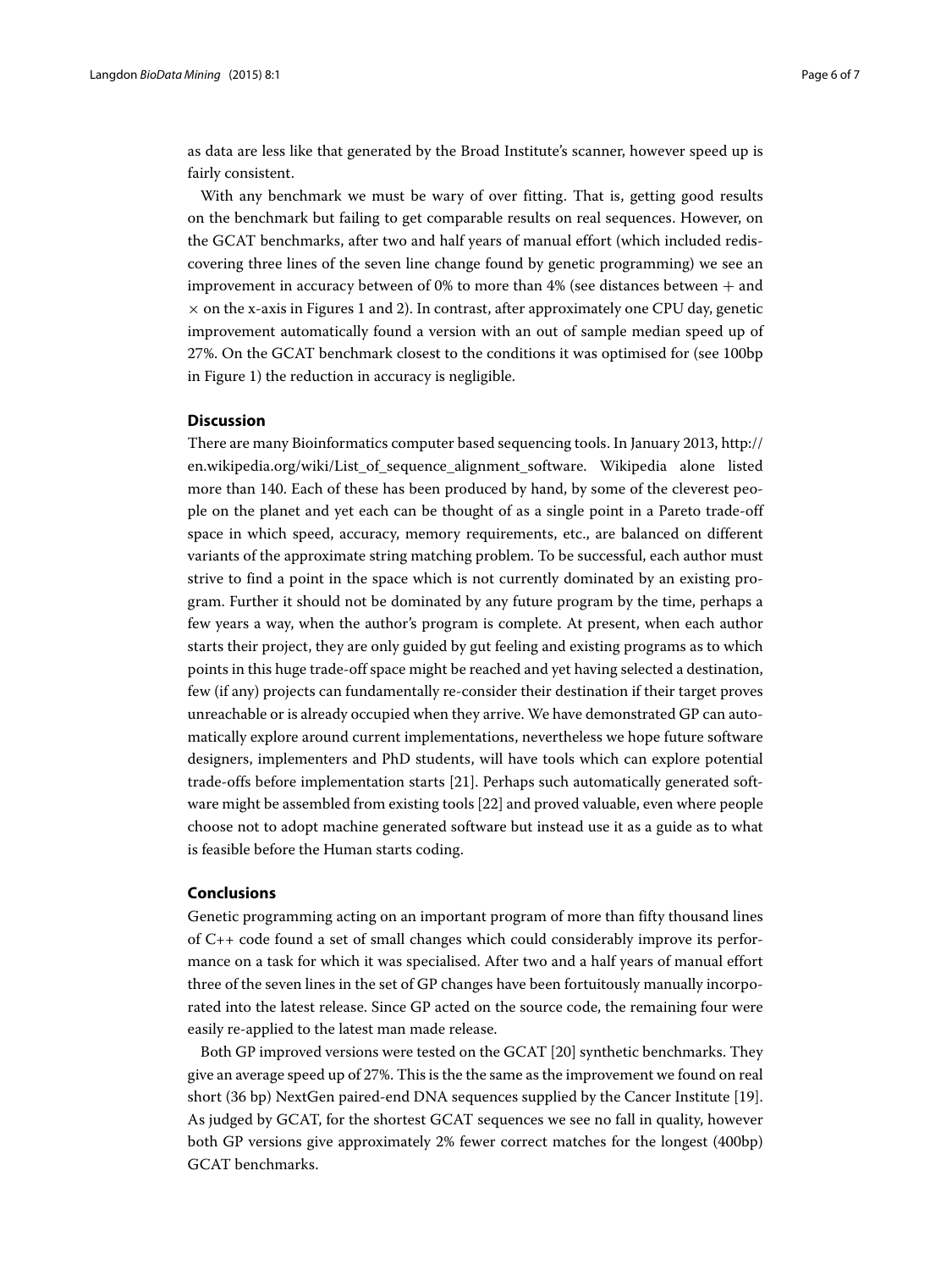as data are less like that generated by the Broad Institute's scanner, however speed up is fairly consistent.

With any benchmark we must be wary of over fitting. That is, getting good results on the benchmark but failing to get comparable results on real sequences. However, on the GCAT benchmarks, after two and half years of manual effort (which included rediscovering three lines of the seven line change found by genetic programming) we see an improvement in accuracy between of 0% to more than 4% (see distances between $+$ and $\times$ on the x-axis in Figures 1 and 2). In contrast, after approximately one CPU day, genetic improvement automatically found a version with an out of sample median speed up of 27%. On the GCAT benchmark closest to the conditions it was optimised for (see 100bp in Figure 1) the reduction in accuracy is negligible.

## Discussion

There are many Bioinformatics computer based sequencing tools. In January 2013, http://en.wikipedia.org/wiki/List_of_sequence_alignment_software. Wikipedia alone listed more than 140. Each of these has been produced by hand, by some of the cleverest people on the planet and yet each can be thought of as a single point in a Pareto trade-off space in which speed, accuracy, memory requirements, etc., are balanced on different variants of the approximate string matching problem. To be successful, each author must strive to find a point in the space which is not currently dominated by an existing program. Further it should not be dominated by any future program by the time, perhaps a few years a way, when the author's program is complete. At present, when each author starts their project, they are only guided by gut feeling and existing programs as to which points in this huge trade-off space might be reached and yet having selected a destination, few (if any) projects can fundamentally re-consider their destination if their target proves unreachable or is already occupied when they arrive. We have demonstrated GP can automatically explore around current implementations, nevertheless we hope future software designers, implementers and PhD students, will have tools which can explore potential trade-offs before implementation starts [21]. Perhaps such automatically generated software might be assembled from existing tools [22] and proved valuable, even where people choose not to adopt machine generated software but instead use it as a guide as to what is feasible before the Human starts coding.

## Conclusions

Genetic programming acting on an important program of more than fifty thousand lines of C++ code found a set of small changes which could considerably improve its performance on a task for which it was specialised. After two and a half years of manual effort three of the seven lines in the set of GP changes have been fortuitously manually incorporated into the latest release. Since GP acted on the source code, the remaining four were easily re-applied to the latest man made release.

Both GP improved versions were tested on the GCAT [20] synthetic benchmarks. They give an average speed up of 27%. This is the the same as the improvement we found on real short (36 bp) NextGen paired-end DNA sequences supplied by the Cancer Institute [19]. As judged by GCAT, for the shortest GCAT sequences we see no fall in quality, however both GP versions give approximately 2% fewer correct matches for the longest (400bp) GCAT benchmarks.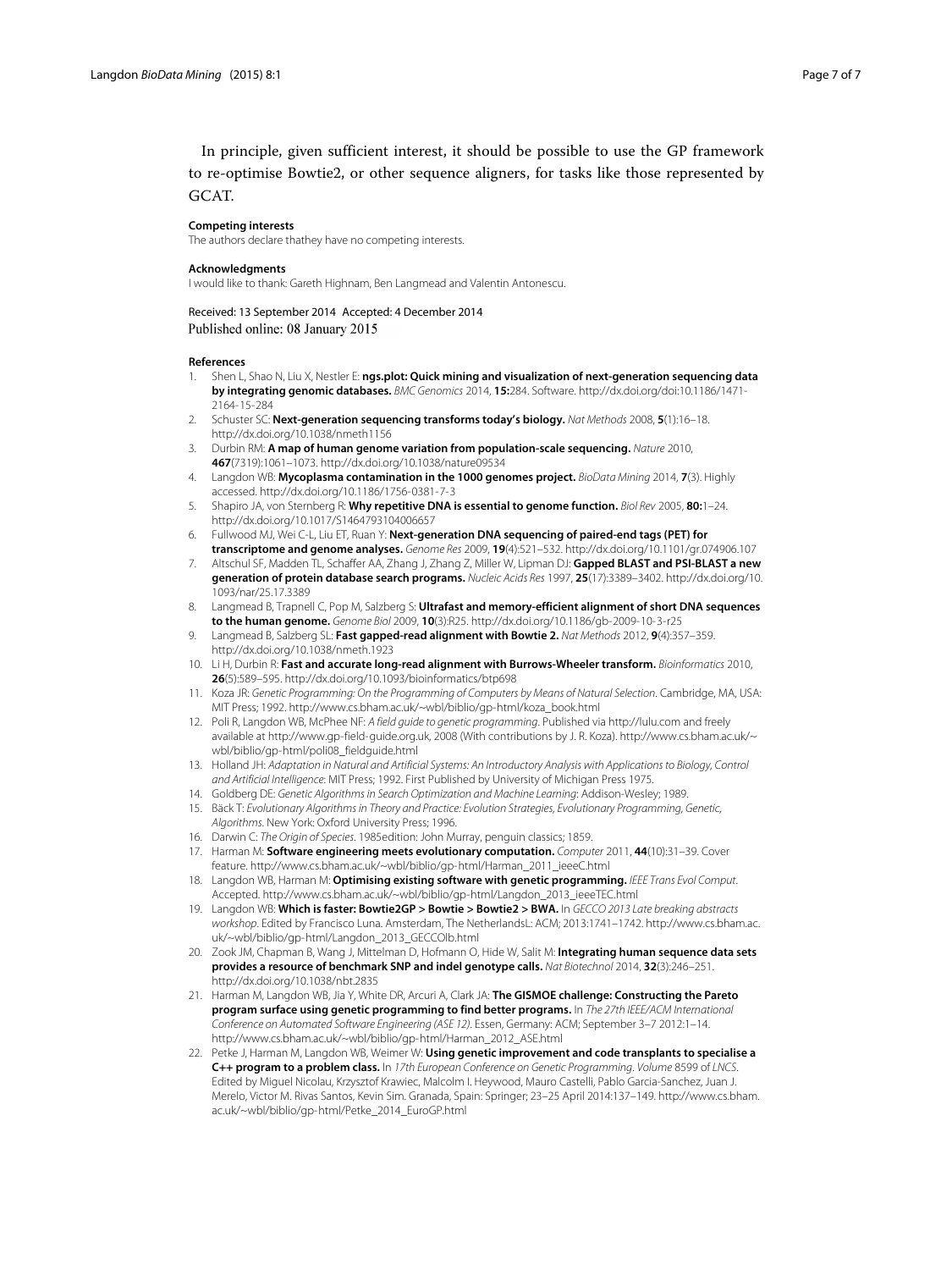In principle, given sufficient interest, it should be possible to use the GP framework to re-optimise Bowtie2, or other sequence aligners, for tasks like those represented by GCAT.

**Competing interests**

The authors declare thathey have no competing interests.

**Acknowledgments**

I would like to thank: Gareth Highnam, Ben Langmead and Valentin Antonescu.

Received: 13 September 2014 Accepted: 4 December 2014
Published online: 08 January 2015

**References**

1. Shen L, Shao N, Liu X, Nestler E: **ngs.plot: Quick mining and visualization of next-generation sequencing data by integrating genomic databases.** *BMC Genomics* 2014, **15:**284. Software. http://dx.doi.org/doi:10.1186/1471-2164-15-284
2. Schuster SC: **Next-generation sequencing transforms today's biology.** *Nat Methods* 2008, **5**(1):16–18. http://dx.doi.org/10.1038/nmeth1156
3. Durbin RM: **A map of human genome variation from population-scale sequencing.** *Nature* 2010, **467**(7319):1061–1073. http://dx.doi.org/10.1038/nature09534
4. Langdon WB: **Mycoplasma contamination in the 1000 genomes project.** *BioData Mining* 2014, **7**(3). Highly accessed. http://dx.doi.org/10.1186/1756-0381-7-3
5. Shapiro JA, von Sternberg R: **Why repetitive DNA is essential to genome function.** *Biol Rev* 2005, **80:**1–24. http://dx.doi.org/10.1017/S1464793104006657
6. Fullwood MJ, Wei C-L, Liu ET, Ruan Y: **Next-generation DNA sequencing of paired-end tags (PET) for transcriptome and genome analyses.** *Genome Res* 2009, **19**(4):521–532. http://dx.doi.org/10.1101/gr.074906.107
7. Altschul SF, Madden TL, Schaffer AA, Zhang J, Zhang Z, Miller W, Lipman DJ: **Gapped BLAST and PSI-BLAST a new generation of protein database search programs.** *Nucleic Acids Res* 1997, **25**(17):3389–3402. http://dx.doi.org/10.1093/nar/25.17.3389
8. Langmead B, Trapnell C, Pop M, Salzberg S: **Ultrafast and memory-efficient alignment of short DNA sequences to the human genome.** *Genome Biol* 2009, **10**(3):R25. http://dx.doi.org/10.1186/gb-2009-10-3-r25
9. Langmead B, Salzberg SL: **Fast gapped-read alignment with Bowtie 2.** *Nat Methods* 2012, **9**(4):357–359. http://dx.doi.org/10.1038/nmeth.1923
10. Li H, Durbin R: **Fast and accurate long-read alignment with Burrows-Wheeler transform.** *Bioinformatics* 2010, **26**(5):589–595. http://dx.doi.org/10.1093/bioinformatics/btp698
11. Koza JR: *Genetic Programming: On the Programming of Computers by Means of Natural Selection*. Cambridge, MA, USA: MIT Press; 1992. http://www.cs.bham.ac.uk/~wbl/biblio/gp-html/koza_book.html
12. Poli R, Langdon WB, McPhee NF: *A field guide to genetic programming*. Published via http://lulu.com and freely available at http://www.gp-field-guide.org.uk, 2008 (With contributions by J. R. Koza). http://www.cs.bham.ac.uk/~wbl/biblio/gp-html/poli08_fieldguide.html
13. Holland JH: *Adaptation in Natural and Artificial Systems: An Introductory Analysis with Applications to Biology, Control and Artificial Intelligence*: MIT Press; 1992. First Published by University of Michigan Press 1975.
14. Goldberg DE: *Genetic Algorithms in Search Optimization and Machine Learning*: Addison-Wesley; 1989.
15. Bäck T: *Evolutionary Algorithms in Theory and Practice: Evolution Strategies, Evolutionary Programming, Genetic, Algorithms*. New York: Oxford University Press; 1996.
16. Darwin C: *The Origin of Species*. 1985edition: John Murray, penguin classics; 1859.
17. Harman M: **Software engineering meets evolutionary computation.** *Computer* 2011, **44**(10):31–39. Cover feature. http://www.cs.bham.ac.uk/~wbl/biblio/gp-html/Harman_2011_ieeeC.html
18. Langdon WB, Harman M: **Optimising existing software with genetic programming.** *IEEE Trans Evol Comput*. Accepted. http://www.cs.bham.ac.uk/~wbl/biblio/gp-html/Langdon_2013_ieeeTEC.html
19. Langdon WB: **Which is faster: Bowtie2GP > Bowtie > Bowtie2 > BWA.** In *GECCO 2013 Late breaking abstracts workshop*. Edited by Francisco Luna. Amsterdam, The NetherlandsL: ACM; 2013:1741–1742. http://www.cs.bham.ac.uk/~wbl/biblio/gp-html/Langdon_2013_GECCOlb.html
20. Zook JM, Chapman B, Wang J, Mittelman D, Hofmann O, Hide W, Salit M: **Integrating human sequence data sets provides a resource of benchmark SNP and indel genotype calls.** *Nat Biotechnol* 2014, **32**(3):246–251. http://dx.doi.org/10.1038/nbt.2835
21. Harman M, Langdon WB, Jia Y, White DR, Arcuri A, Clark JA: **The GISMOE challenge: Constructing the Pareto program surface using genetic programming to find better programs.** In *The 27th IEEE/ACM International Conference on Automated Software Engineering (ASE 12)*. Essen, Germany: ACM; September 3–7 2012:1–14. http://www.cs.bham.ac.uk/~wbl/biblio/gp-html/Harman_2012_ASE.html
22. Petke J, Harman M, Langdon WB, Weimer W: **Using genetic improvement and code transplants to specialise a C++ program to a problem class.** In *17th European Conference on Genetic Programming*. *Volume* 8599 of *LNCS*. Edited by Miguel Nicolau, Krzysztof Krawiec, Malcolm I. Heywood, Mauro Castelli, Pablo Garcia-Sanchez, Juan J. Merelo, Victor M. Rivas Santos, Kevin Sim. Granada, Spain: Springer; 23–25 April 2014:137–149. http://www.cs.bham.ac.uk/~wbl/biblio/gp-html/Petke_2014_EuroGP.html